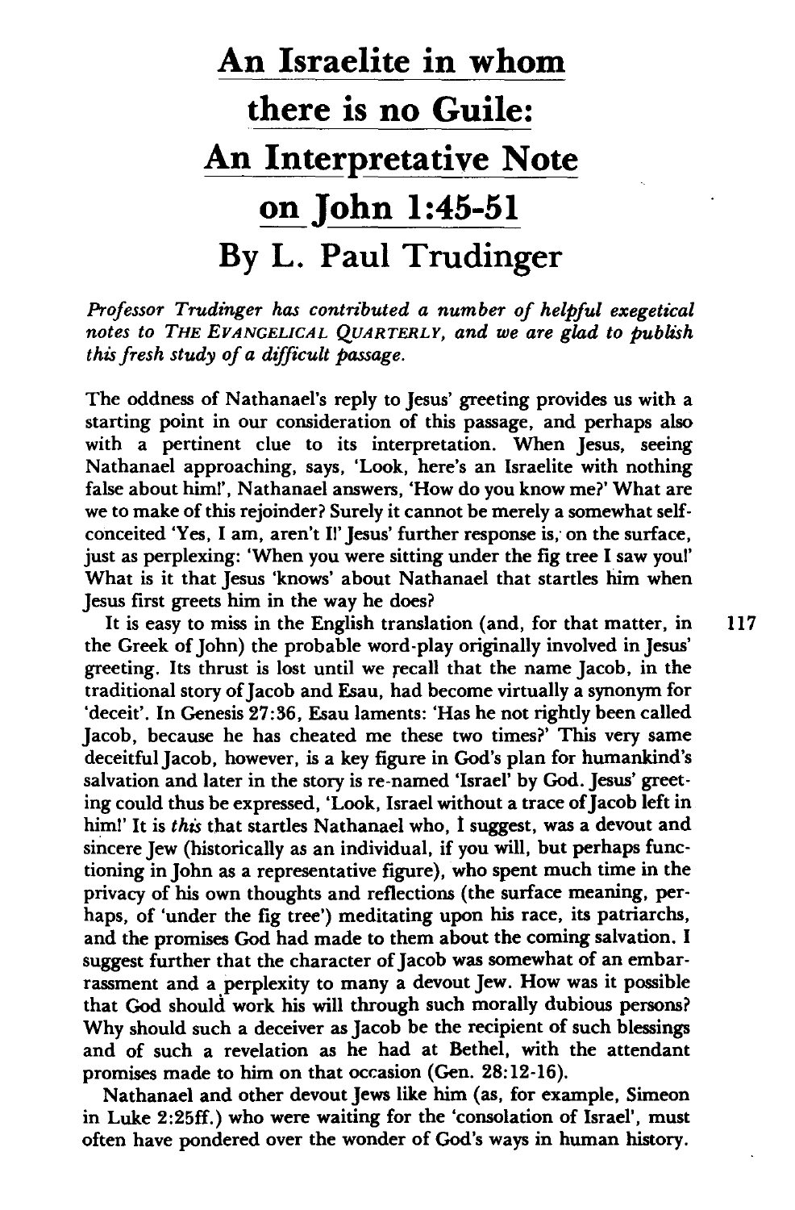# An Israelite in whom there is no Guile: An Interpretative Note on John 1:45-51

## By L. Paul Trudinger

*Professor Trudinger has contributed a number of helpful exegetical notes to* THE EVANGELICAL QUARTERLY, *and we are glad to publish this fresh study of a difficult passage.*

The oddness of Nathanael's reply to Jesus' greeting provides us with a starting point in our consideration of this passage, and perhaps also with a pertinent clue to its interpretation. When Jesus, seeing Nathanael approaching, says, 'Look, here's an Israelite with nothing false about him!', Nathanael answers, 'How do you know me?' What are we to make of this rejoinder? Surely it cannot be merely a somewhat self-conceited 'Yes, I am, aren't I!' Jesus' further response is, on the surface, just as perplexing: 'When you were sitting under the fig tree I saw you!' What is it that Jesus 'knows' about Nathanael that startles him when Jesus first greets him in the way he does?

It is easy to miss in the English translation (and, for that matter, in the Greek of John) the probable word-play originally involved in Jesus' greeting. Its thrust is lost until we recall that the name Jacob, in the traditional story of Jacob and Esau, had become virtually a synonym for 'deceit'. In Genesis 27:36, Esau laments: 'Has he not rightly been called Jacob, because he has cheated me these two times?' This very same deceitful Jacob, however, is a key figure in God's plan for humankind's salvation and later in the story is re-named 'Israel' by God. Jesus' greeting could thus be expressed, 'Look, Israel without a trace of Jacob left in him!' It is *this* that startles Nathanael who, I suggest, was a devout and sincere Jew (historically as an individual, if you will, but perhaps functioning in John as a representative figure), who spent much time in the privacy of his own thoughts and reflections (the surface meaning, perhaps, of 'under the fig tree') meditating upon his race, its patriarchs, and the promises God had made to them about the coming salvation. I suggest further that the character of Jacob was somewhat of an embarrassment and a perplexity to many a devout Jew. How was it possible that God should work his will through such morally dubious persons? Why should such a deceiver as Jacob be the recipient of such blessings and of such a revelation as he had at Bethel, with the attendant promises made to him on that occasion (Gen. 28:12-16).

Nathanael and other devout Jews like him (as, for example, Simeon in Luke 2:25ff.) who were waiting for the 'consolation of Israel', must often have pondered over the wonder of God's ways in human history.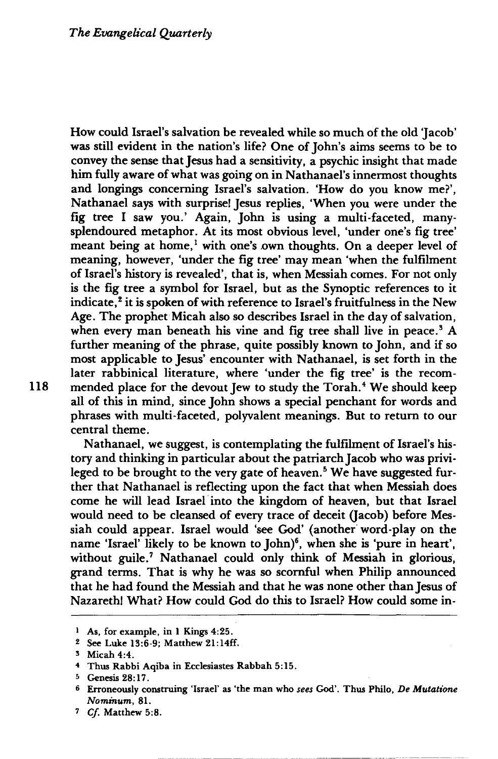How could Israel's salvation be revealed while so much of the old 'Jacob' was still evident in the nation's life? One of John's aims seems to be to convey the sense that Jesus had a sensitivity, a psychic insight that made him fully aware of what was going on in Nathanael's innermost thoughts and longings concerning Israel's salvation. 'How do you know me?', Nathanael says with surprise! Jesus replies, 'When you were under the fig tree I saw you.' Again, John is using a multi-faceted, many-splendoured metaphor. At its most obvious level, 'under one's fig tree' meant being at home,[1] with one's own thoughts. On a deeper level of meaning, however, 'under the fig tree' may mean 'when the fulfilment of Israel's history is revealed', that is, when Messiah comes. For not only is the fig tree a symbol for Israel, but as the Synoptic references to it indicate,[2] it is spoken of with reference to Israel's fruitfulness in the New Age. The prophet Micah also so describes Israel in the day of salvation, when every man beneath his vine and fig tree shall live in peace.[3] A further meaning of the phrase, quite possibly known to John, and if so most applicable to Jesus' encounter with Nathanael, is set forth in the later rabbinical literature, where 'under the fig tree' is the recommended place for the devout Jew to study the Torah.[4] We should keep all of this in mind, since John shows a special penchant for words and phrases with multi-faceted, polyvalent meanings. But to return to our central theme.

Nathanael, we suggest, is contemplating the fulfilment of Israel's history and thinking in particular about the patriarch Jacob who was privileged to be brought to the very gate of heaven.[5] We have suggested further that Nathanael is reflecting upon the fact that when Messiah does come he will lead Israel into the kingdom of heaven, but that Israel would need to be cleansed of every trace of deceit (Jacob) before Messiah could appear. Israel would 'see God' (another word-play on the name 'Israel' likely to be known to John)[6], when she is 'pure in heart', without guile.[7] Nathanael could only think of Messiah in glorious, grand terms. That is why he was so scornful when Philip announced that he had found the Messiah and that he was none other than Jesus of Nazareth! What? How could God do this to Israel? How could some in-

---

[1] As, for example, in 1 Kings 4:25.

[2] See Luke 13:6-9; Matthew 21:14ff.

[3] Micah 4:4.

[4] Thus Rabbi Aqiba in Ecclesiastes Rabbah 5:15.

[5] Genesis 28:17.

[6] Erroneously construing 'Israel' as 'the man who *sees* God'. Thus Philo, *De Mutatione Nominum*, 81.

[7] *Cf.* Matthew 5:8.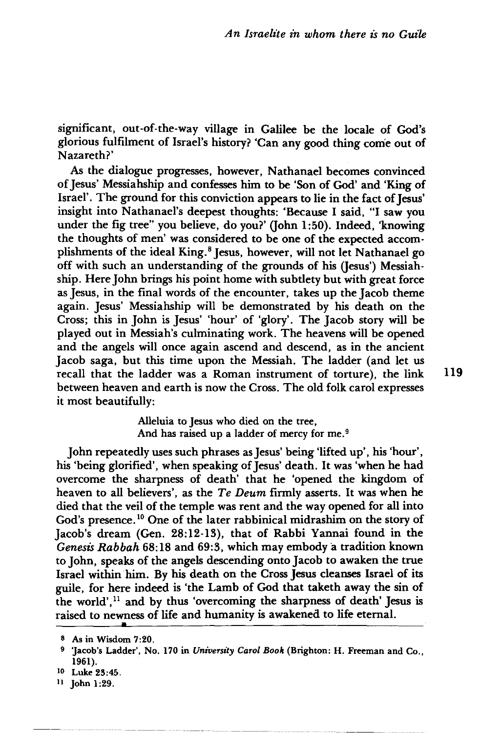significant, out-of-the-way village in Galilee be the locale of God's glorious fulfilment of Israel's history? 'Can any good thing come out of Nazareth?'

As the dialogue progresses, however, Nathanael becomes convinced of Jesus' Messiahship and confesses him to be 'Son of God' and 'King of Israel'. The ground for this conviction appears to lie in the fact of Jesus' insight into Nathanael's deepest thoughts: 'Because I said, "I saw you under the fig tree" you believe, do you?' (John 1:50). Indeed, 'knowing the thoughts of men' was considered to be one of the expected accomplishments of the ideal King.[8] Jesus, however, will not let Nathanael go off with such an understanding of the grounds of his (Jesus') Messiahship. Here John brings his point home with subtlety but with great force as Jesus, in the final words of the encounter, takes up the Jacob theme again. Jesus' Messiahship will be demonstrated by his death on the Cross; this in John is Jesus' 'hour' of 'glory'. The Jacob story will be played out in Messiah's culminating work. The heavens will be opened and the angels will once again ascend and descend, as in the ancient Jacob saga, but this time upon the Messiah. The ladder (and let us recall that the ladder was a Roman instrument of torture), the link between heaven and earth is now the Cross. The old folk carol expresses it most beautifully:

> Alleluia to Jesus who died on the tree,
> And has raised up a ladder of mercy for me.[9]

John repeatedly uses such phrases as Jesus' being 'lifted up', his 'hour', his 'being glorified', when speaking of Jesus' death. It was 'when he had overcome the sharpness of death' that he 'opened the kingdom of heaven to all believers', as the *Te Deum* firmly asserts. It was when he died that the veil of the temple was rent and the way opened for all into God's presence.[10] One of the later rabbinical midrashim on the story of Jacob's dream (Gen. 28:12-13), that of Rabbi Yannai found in the *Genesis Rabbah* 68:18 and 69:3, which may embody a tradition known to John, speaks of the angels descending onto Jacob to awaken the true Israel within him. By his death on the Cross Jesus cleanses Israel of its guile, for here indeed is 'the Lamb of God that taketh away the sin of the world',[11] and by thus 'overcoming the sharpness of death' Jesus is raised to newness of life and humanity is awakened to life eternal.

---

[8] As in Wisdom 7:20.

[9] 'Jacob's Ladder', No. 170 in *University Carol Book* (Brighton: H. Freeman and Co., 1961).

[10] Luke 23:45.

[11] John 1:29.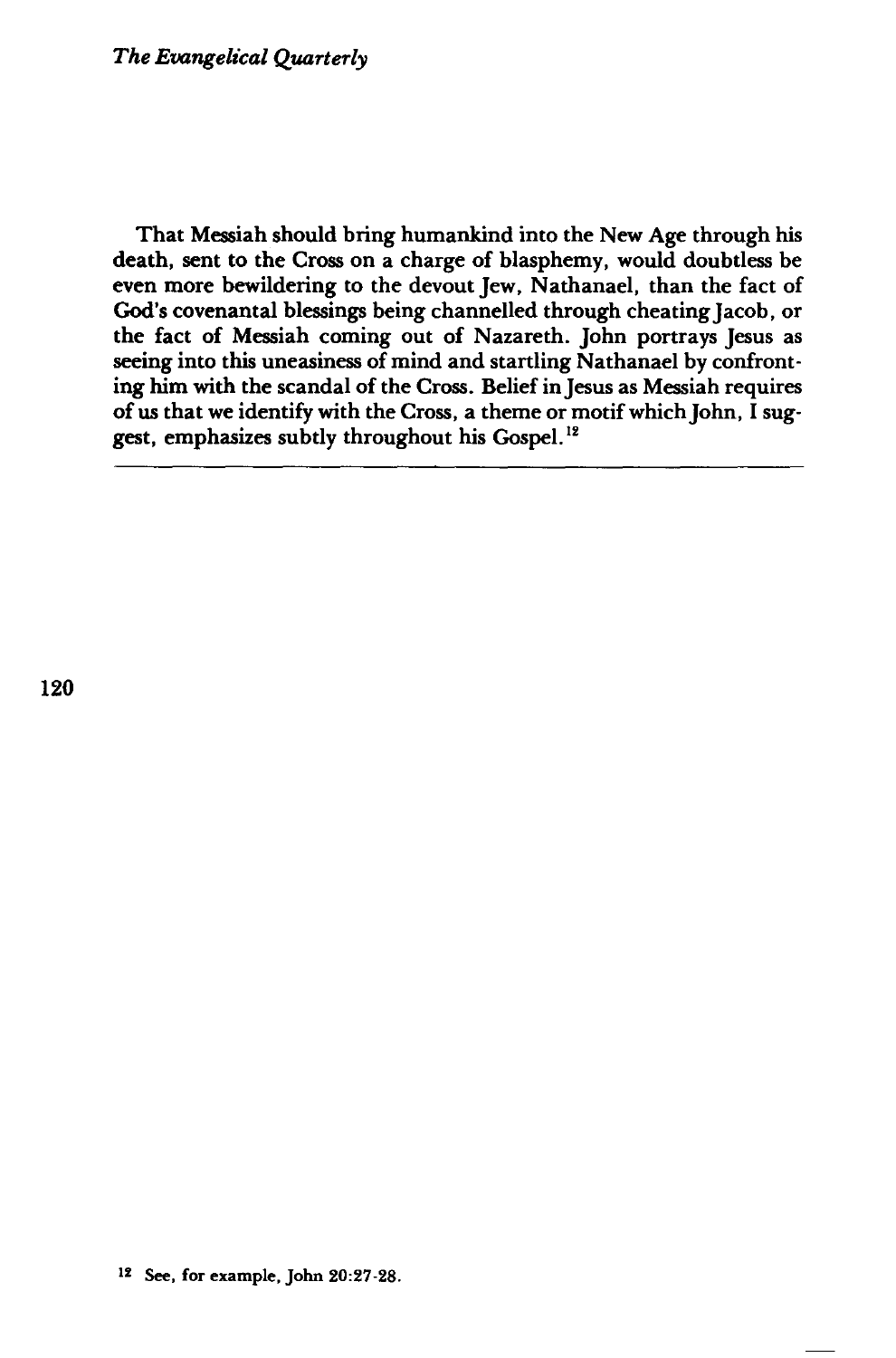That Messiah should bring humankind into the New Age through his death, sent to the Cross on a charge of blasphemy, would doubtless be even more bewildering to the devout Jew, Nathanael, than the fact of God's covenantal blessings being channelled through cheating Jacob, or the fact of Messiah coming out of Nazareth. John portrays Jesus as seeing into this uneasiness of mind and startling Nathanael by confronting him with the scandal of the Cross. Belief in Jesus as Messiah requires of us that we identify with the Cross, a theme or motif which John, I suggest, emphasizes subtly throughout his Gospel.[12]

---

[12] See, for example, John 20:27-28.